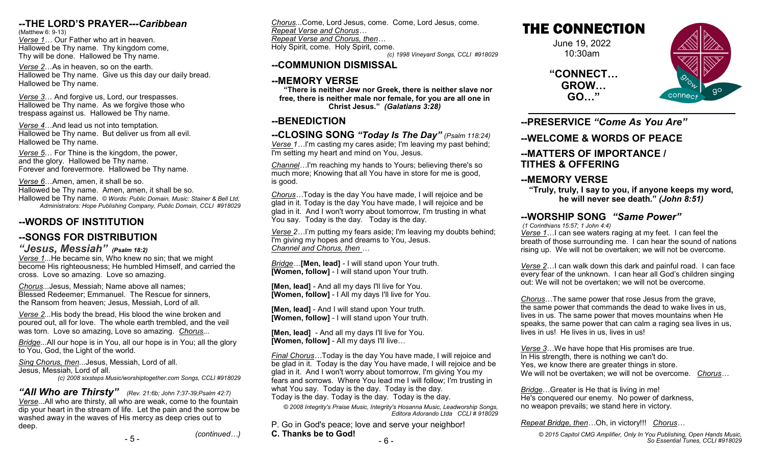## --THE LORD'S PRAYER---*Caribbean*

(Matthew 6: 9-13)

*Verse 1*… Our Father who art in heaven. Hallowed be Thy name. Thy kingdom come, Thy will be done. Hallowed be Thy name.

*Verse 2*…As in heaven, so on the earth. Hallowed be Thy name. Give us this day our daily bread. Hallowed be Thy name.

*Verse 3*… And forgive us, Lord, our trespasses. Hallowed be Thy name. As we forgive those who trespass against us. Hallowed be Thy name.

*Verse 4*…And lead us not into temptation. Hallowed be Thy name. But deliver us from all evil. Hallowed be Thy name.

*Verse 5*… For Thine is the kingdom, the power, and the glory. Hallowed be Thy name. Forever and forevermore. Hallowed be Thy name.

*Verse 6*…Amen, amen, it shall be so. Hallowed be Thy name. Amen, amen, it shall be so. Hallowed be Thy name. *© Words: Public Domain, Music: Stainer & Bell Ltd, Administrators: Hope Publishing Company, Public Domain, CCLI #918029*

## --WORDS OF INSTITUTION

## --SONGS FOR DISTRIBUTION

### *"Jesus, Messiah"* *(Psalm 18:2)*

*Verse 1*...He became sin, Who knew no sin; that we might become His righteousness; He humbled Himself, and carried the cross. Love so amazing. Love so amazing.

*Chorus*...Jesus, Messiah; Name above all names; Blessed Redeemer; Emmanuel. The Rescue for sinners, the Ransom from heaven; Jesus, Messiah, Lord of all.

*Verse 2*...His body the bread, His blood the wine broken and poured out, all for love. The whole earth trembled, and the veil was torn. Love so amazing, Love so amazing. *Chorus*...

*Bridge*...All our hope is in You, all our hope is in You; all the glory to You, God, the Light of the world.

*Sing Chorus, then*...Jesus, Messiah, Lord of all. Jesus, Messiah, Lord of all.

*(c) 2008 sixsteps Music/worshiptogether.com Songs, CCLI #918029*

### *"All Who are Thirsty"* *(Rev. 21:6b; John 7:37-39;Psalm 42:7)*

*Verse*...All who are thirsty, all who are weak, come to the fountain dip your heart in the stream of life. Let the pain and the sorrow be washed away in the waves of His mercy as deep cries out to deep.

*(continued…)*

*Chorus*...Come, Lord Jesus, come. Come, Lord Jesus, come.
*Repeat Verse and Chorus…*
*Repeat Verse and Chorus, then…*
Holy Spirit, come. Holy Spirit, come.

*(c) 1998 Vineyard Songs, CCLI #918029*

## --COMMUNION DISMISSAL

## --MEMORY VERSE

**"There is neither Jew nor Greek, there is neither slave nor free, there is neither male nor female, for you are all one in Christ Jesus."** ***(Galatians 3:28)***

## --BENEDICTION

## --CLOSING SONG *"Today Is The Day"* *(Psalm 118:24)*

*Verse 1*…I'm casting my cares aside; I'm leaving my past behind; I'm setting my heart and mind on You, Jesus.

*Channel*…I'm reaching my hands to Yours; believing there's so much more; Knowing that all You have in store for me is good, is good.

*Chorus*…Today is the day You have made, I will rejoice and be glad in it. Today is the day You have made, I will rejoice and be glad in it. And I won't worry about tomorrow, I'm trusting in what You say. Today is the day. Today is the day.

*Verse 2*…I'm putting my fears aside; I'm leaving my doubts behind; I'm giving my hopes and dreams to You, Jesus.
*Channel and Chorus, then …*

*Bridge*…**[Men, lead]** - I will stand upon Your truth.
**[Women, follow]** - I will stand upon Your truth.

**[Men, lead]** - And all my days I'll live for You.
**[Women, follow]** - I All my days I'll live for You.

**[Men, lead]** - And I will stand upon Your truth.
**[Women, follow]** - I will stand upon Your truth.

**[Men, lead]** - And all my days I'll live for You.
**[Women, follow]** - All my days I'll live…

*Final Chorus*…Today is the day You have made, I will rejoice and be glad in it. Today is the day You have made, I will rejoice and be glad in it. And I won't worry about tomorrow, I'm giving You my fears and sorrows. Where You lead me I will follow; I'm trusting in what You say. Today is the day. Today is the day. Today is the day. Today is the day. Today is the day.

*© 2008 Integrity's Praise Music, Integrity's Hosanna Music, Leadworship Songs, Editora Adorando Ltda CCLI # 918029*

P. Go in God's peace; love and serve your neighbor!
**C. Thanks be to God!**

# THE CONNECTION

June 19, 2022
10:30am

**"CONNECT… GROW… GO…"**

## --PRESERVICE *"Come As You Are"*

## --WELCOME & WORDS OF PEACE

## --MATTERS OF IMPORTANCE / TITHES & OFFERING

## --MEMORY VERSE

**"Truly, truly, I say to you, if anyone keeps my word, he will never see death."** ***(John 8:51)***

## --WORSHIP SONG *"Same Power"*

*(1 Corinthians 15:57; 1 John 4:4)*

*Verse 1*…I can see waters raging at my feet. I can feel the breath of those surrounding me. I can hear the sound of nations rising up. We will not be overtaken; we will not be overcome.

*Verse 2*…I can walk down this dark and painful road. I can face every fear of the unknown. I can hear all God's children singing out: We will not be overtaken; we will not be overcome.

*Chorus*…The same power that rose Jesus from the grave, the same power that commands the dead to wake lives in us, lives in us. The same power that moves mountains when He speaks, the same power that can calm a raging sea lives in us, lives in us! He lives in us, lives in us!

*Verse 3*…We have hope that His promises are true. In His strength, there is nothing we can't do. Yes, we know there are greater things in store. We will not be overtaken; we will not be overcome. *Chorus*…

*Bridge*…Greater is He that is living in me! He's conquered our enemy. No power of darkness, no weapon prevails; we stand here in victory.

*Repeat Bridge, then*…Oh, in victory!!! *Chorus*…

*© 2015 Capitol CMG Amplifier, Only In You Publishing, Open Hands Music, So Essential Tunes, CCLI #918029*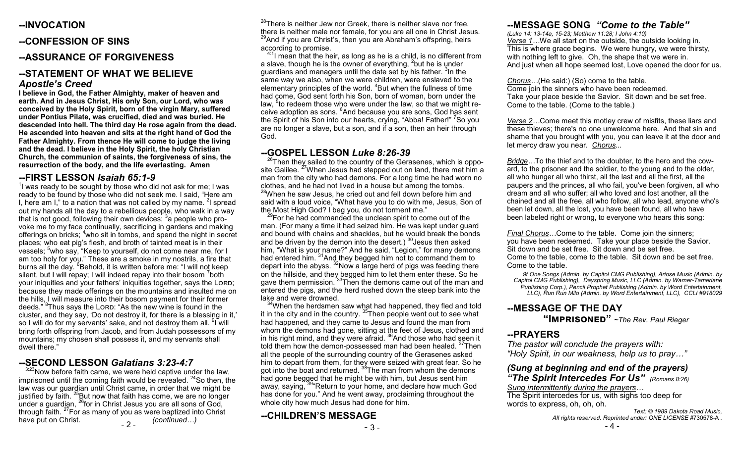## --INVOCATION

## --CONFESSION OF SINS

## --ASSURANCE OF FORGIVENESS

## --STATEMENT OF WHAT WE BELIEVE

### *Apostle's Creed*

**I believe in God, the Father Almighty, maker of heaven and earth. And in Jesus Christ, His only Son, our Lord, who was conceived by the Holy Spirit, born of the virgin Mary, suffered under Pontius Pilate, was crucified, died and was buried. He descended into hell. The third day He rose again from the dead. He ascended into heaven and sits at the right hand of God the Father Almighty. From thence He will come to judge the living and the dead. I believe in the Holy Spirit, the holy Christian Church, the communion of saints, the forgiveness of sins, the resurrection of the body, and the life everlasting. Amen**

## --FIRST LESSON *Isaiah 65:1-9*

[1]I was ready to be sought by those who did not ask for me; I was ready to be found by those who did not seek me. I said, "Here am I, here am I," to a nation that was not called by my name. [2]I spread out my hands all the day to a rebellious people, who walk in a way that is not good, following their own devices; [3]a people who provoke me to my face continually, sacrificing in gardens and making offerings on bricks; [4]who sit in tombs, and spend the night in secret places; who eat pig's flesh, and broth of tainted meat is in their vessels; [5]who say, "Keep to yourself, do not come near me, for I am too holy for you." These are a smoke in my nostrils, a fire that burns all the day. [6]Behold, it is written before me: "I will not keep silent, but I will repay; I will indeed repay into their bosom [7]both your iniquities and your fathers' iniquities together, says the LORD; because they made offerings on the mountains and insulted me on the hills, I will measure into their bosom payment for their former deeds." [8]Thus says the LORD: "As the new wine is found in the cluster, and they say, 'Do not destroy it, for there is a blessing in it,' so I will do for my servants' sake, and not destroy them all. [9]I will bring forth offspring from Jacob, and from Judah possessors of my mountains; my chosen shall possess it, and my servants shall dwell there."

## --SECOND LESSON *Galatians 3:23-4:7*

[3:23]Now before faith came, we were held captive under the law, imprisoned until the coming faith would be revealed. [24]So then, the law was our guardian until Christ came, in order that we might be justified by faith. [25]But now that faith has come, we are no longer under a guardian, [26]for in Christ Jesus you are all sons of God, through faith. [27]For as many of you as were baptized into Christ have put on Christ. *(continued…)*

[28]There is neither Jew nor Greek, there is neither slave nor free, there is neither male nor female, for you are all one in Christ Jesus. [29]And if you are Christ's, then you are Abraham's offspring, heirs according to promise.

[4:1]I mean that the heir, as long as he is a child, is no different from a slave, though he is the owner of everything, [2]but he is under guardians and managers until the date set by his father. [3]In the same way we also, when we were children, were enslaved to the elementary principles of the world. [4]But when the fullness of time had come, God sent forth his Son, born of woman, born under the law, [5]to redeem those who were under the law, so that we might receive adoption as sons. [6]And because you are sons, God has sent the Spirit of his Son into our hearts, crying, "Abba! Father!" [7]So you are no longer a slave, but a son, and if a son, then an heir through God.

## --GOSPEL LESSON *Luke 8:26-39*

[26]Then they sailed to the country of the Gerasenes, which is opposite Galilee. [27]When Jesus had stepped out on land, there met him a man from the city who had demons. For a long time he had worn no clothes, and he had not lived in a house but among the tombs. [28]When he saw Jesus, he cried out and fell down before him and said with a loud voice, "What have you to do with me, Jesus, Son of the Most High God? I beg you, do not torment me."

[29]For he had commanded the unclean spirit to come out of the man. (For many a time it had seized him. He was kept under guard and bound with chains and shackles, but he would break the bonds and be driven by the demon into the desert.) [30]Jesus then asked him, "What is your name?" And he said, "Legion," for many demons had entered him. [31]And they begged him not to command them to depart into the abyss. [32]Now a large herd of pigs was feeding there on the hillside, and they begged him to let them enter these. So he gave them permission. [33]Then the demons came out of the man and entered the pigs, and the herd rushed down the steep bank into the lake and were drowned.

[34]When the herdsmen saw what had happened, they fled and told it in the city and in the country. [35]Then people went out to see what had happened, and they came to Jesus and found the man from whom the demons had gone, sitting at the feet of Jesus, clothed and in his right mind, and they were afraid. [36]And those who had seen it told them how the demon-possessed man had been healed. [37]Then all the people of the surrounding country of the Gerasenes asked him to depart from them, for they were seized with great fear. So he got into the boat and returned. [38]The man from whom the demons had gone begged that he might be with him, but Jesus sent him away, saying, [39]"Return to your home, and declare how much God has done for you." And he went away, proclaiming throughout the whole city how much Jesus had done for him.

## --CHILDREN'S MESSAGE

## --MESSAGE SONG *"Come to the Table"*

*(Luke 14: 13-14a, 15-23; Matthew 11:28; I John 4:10)*

*Verse 1*…We all start on the outside, the outside looking in. This is where grace begins. We were hungry, we were thirsty, with nothing left to give. Oh, the shape that we were in. And just when all hope seemed lost, Love opened the door for us.

*Chorus*…(He said:) (So) come to the table. Come join the sinners who have been redeemed. Take your place beside the Savior. Sit down and be set free. Come to the table. (Come to the table.)

*Verse 2*…Come meet this motley crew of misfits, these liars and these thieves; there's no one unwelcome here. And that sin and shame that you brought with you, you can leave it at the door and let mercy draw you near. *Chorus...*

*Bridge*…To the thief and to the doubter, to the hero and the coward, to the prisoner and the soldier, to the young and to the older, all who hunger all who thirst, all the last and all the first, all the paupers and the princes, all who fail, you've been forgiven, all who dream and all who suffer; all who loved and lost another, all the chained and all the free, all who follow, all who lead, anyone who's been let down, all the lost, you have been found, all who have been labeled right or wrong, to everyone who hears this song:

*Final Chorus*…Come to the table. Come join the sinners; you have been redeemed. Take your place beside the Savior. Sit down and be set free. Sit down and be set free. Come to the table, come to the table. Sit down and be set free. Come to the table.

*9t One Songs (Admin. by Capitol CMG Publishing), Ariose Music (Admin. by Capitol CMG Publishing), Dayspring Music, LLC (Admin. by Warner-Tamerlane Publishing Corp.), Pencil Prophet Publishing (Admin. by Word Entertainment, LLC), Run Run Milo (Admin. by Word Entertainment, LLC), CCLI #918029*

## --MESSAGE OF THE DAY

**"IMPRISONED"** ~*The Rev. Paul Rieger*

## --PRAYERS

*The pastor will conclude the prayers with: "Holy Spirit, in our weakness, help us to pray…"*

### *(Sung at beginning and end of the prayers)* *"The Spirit Intercedes For Us"* *(Romans 8:26)*

*Sung intermittently during the prayers…*

The Spirit intercedes for us, with sighs too deep for words to express, oh, oh, oh.

*Text: © 1989 Dakota Road Music, All rights reserved. Reprinted under: ONE LICENSE #730578-A .*